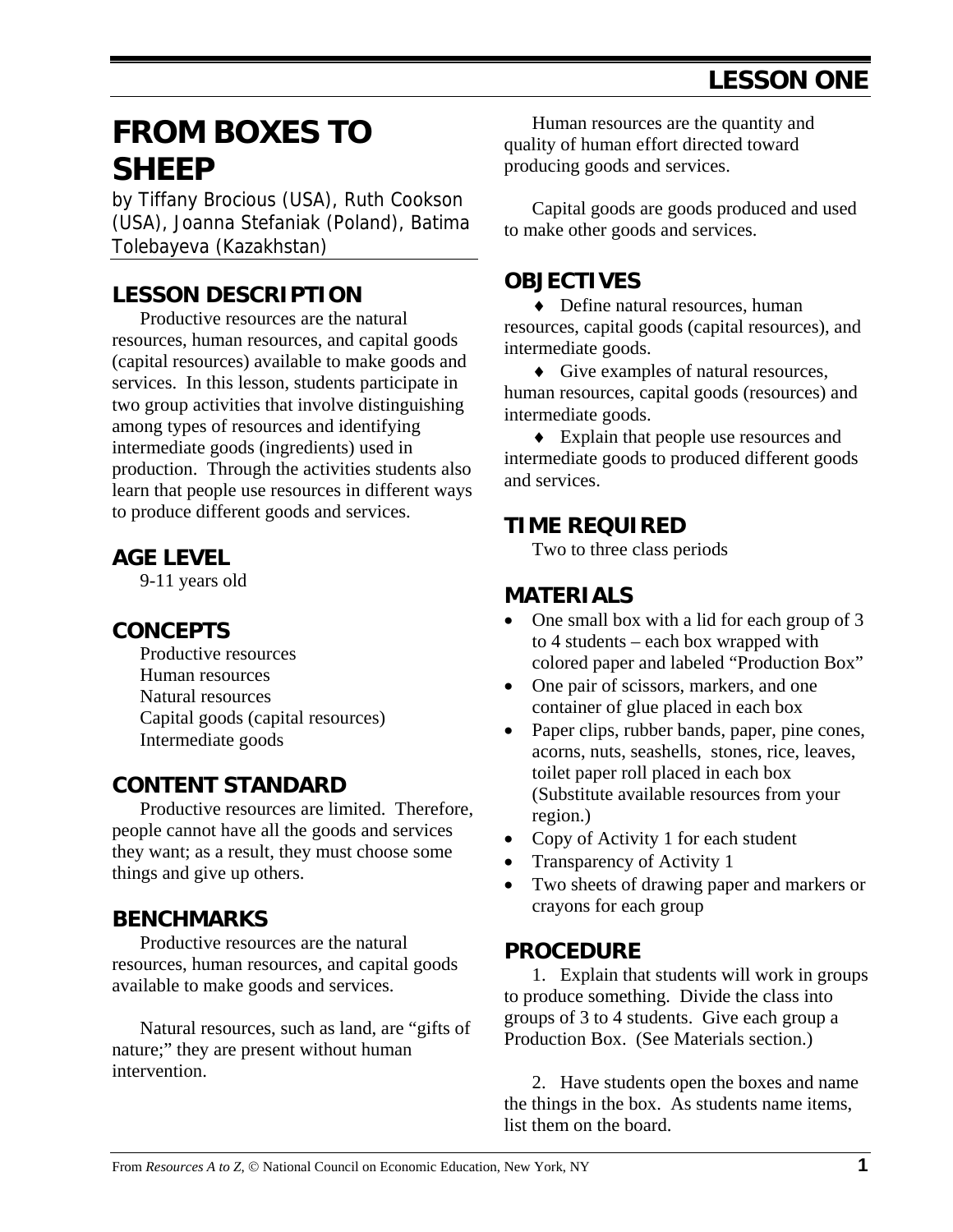# LESSON ONE

# FROM BOXES TO SHEEP

by Tiffany Brocious (USA), Ruth Cookson (USA), Joanna Stefaniak (Poland), Batima Tolebayeva (Kazakhstan)

## LESSON DESCRIPTION

Productive resources are the natural resources, human resources, and capital goods (capital resources) available to make goods and services. In this lesson, students participate in two group activities that involve distinguishing among types of resources and identifying intermediate goods (ingredients) used in production. Through the activities students also learn that people use resources in different ways to produce different goods and services.

## AGE LEVEL

9-11 years old

## CONCEPTS

Productive resources
Human resources
Natural resources
Capital goods (capital resources)
Intermediate goods

## CONTENT STANDARD

Productive resources are limited. Therefore, people cannot have all the goods and services they want; as a result, they must choose some things and give up others.

## BENCHMARKS

Productive resources are the natural resources, human resources, and capital goods available to make goods and services.

Natural resources, such as land, are "gifts of nature;" they are present without human intervention.

Human resources are the quantity and quality of human effort directed toward producing goods and services.

Capital goods are goods produced and used to make other goods and services.

## OBJECTIVES

♦ Define natural resources, human resources, capital goods (capital resources), and intermediate goods.

♦ Give examples of natural resources, human resources, capital goods (resources) and intermediate goods.

♦ Explain that people use resources and intermediate goods to produced different goods and services.

## TIME REQUIRED

Two to three class periods

## MATERIALS

- One small box with a lid for each group of 3 to 4 students – each box wrapped with colored paper and labeled "Production Box"
- One pair of scissors, markers, and one container of glue placed in each box
- Paper clips, rubber bands, paper, pine cones, acorns, nuts, seashells, stones, rice, leaves, toilet paper roll placed in each box (Substitute available resources from your region.)
- Copy of Activity 1 for each student
- Transparency of Activity 1
- Two sheets of drawing paper and markers or crayons for each group

## PROCEDURE

1. Explain that students will work in groups to produce something. Divide the class into groups of 3 to 4 students. Give each group a Production Box. (See Materials section.)

2. Have students open the boxes and name the things in the box. As students name items, list them on the board.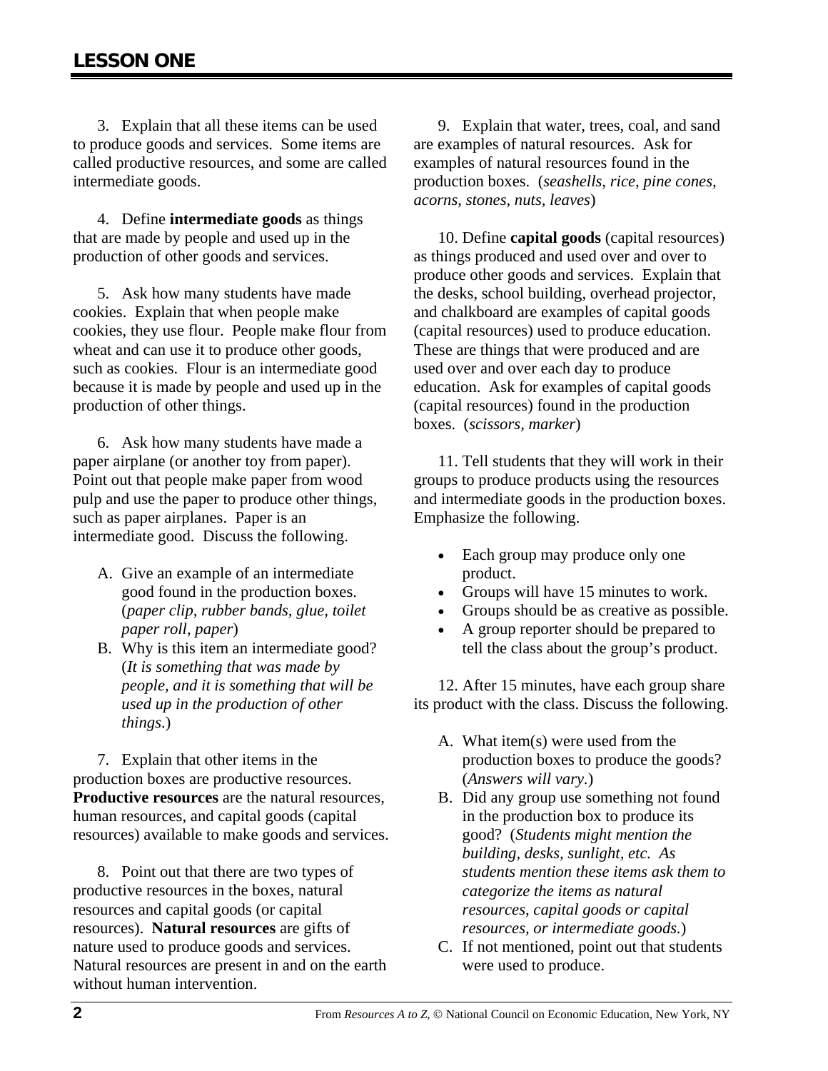## LESSON ONE

3. Explain that all these items can be used to produce goods and services. Some items are called productive resources, and some are called intermediate goods.

4. Define **intermediate goods** as things that are made by people and used up in the production of other goods and services.

5. Ask how many students have made cookies. Explain that when people make cookies, they use flour. People make flour from wheat and can use it to produce other goods, such as cookies. Flour is an intermediate good because it is made by people and used up in the production of other things.

6. Ask how many students have made a paper airplane (or another toy from paper). Point out that people make paper from wood pulp and use the paper to produce other things, such as paper airplanes. Paper is an intermediate good. Discuss the following.

A. Give an example of an intermediate good found in the production boxes. (*paper clip, rubber bands, glue, toilet paper roll, paper*)

B. Why is this item an intermediate good? (*It is something that was made by people, and it is something that will be used up in the production of other things.*)

7. Explain that other items in the production boxes are productive resources. **Productive resources** are the natural resources, human resources, and capital goods (capital resources) available to make goods and services.

8. Point out that there are two types of productive resources in the boxes, natural resources and capital goods (or capital resources). **Natural resources** are gifts of nature used to produce goods and services. Natural resources are present in and on the earth without human intervention.

9. Explain that water, trees, coal, and sand are examples of natural resources. Ask for examples of natural resources found in the production boxes. (*seashells, rice, pine cones, acorns, stones, nuts, leaves*)

10. Define **capital goods** (capital resources) as things produced and used over and over to produce other goods and services. Explain that the desks, school building, overhead projector, and chalkboard are examples of capital goods (capital resources) used to produce education. These are things that were produced and are used over and over each day to produce education. Ask for examples of capital goods (capital resources) found in the production boxes. (*scissors, marker*)

11. Tell students that they will work in their groups to produce products using the resources and intermediate goods in the production boxes. Emphasize the following.

- Each group may produce only one product.
- Groups will have 15 minutes to work.
- Groups should be as creative as possible.
- A group reporter should be prepared to tell the class about the group's product.

12. After 15 minutes, have each group share its product with the class. Discuss the following.

A. What item(s) were used from the production boxes to produce the goods? (*Answers will vary.*)

B. Did any group use something not found in the production box to produce its good? (*Students might mention the building, desks, sunlight, etc. As students mention these items ask them to categorize the items as natural resources, capital goods or capital resources, or intermediate goods.*)

C. If not mentioned, point out that students were used to produce.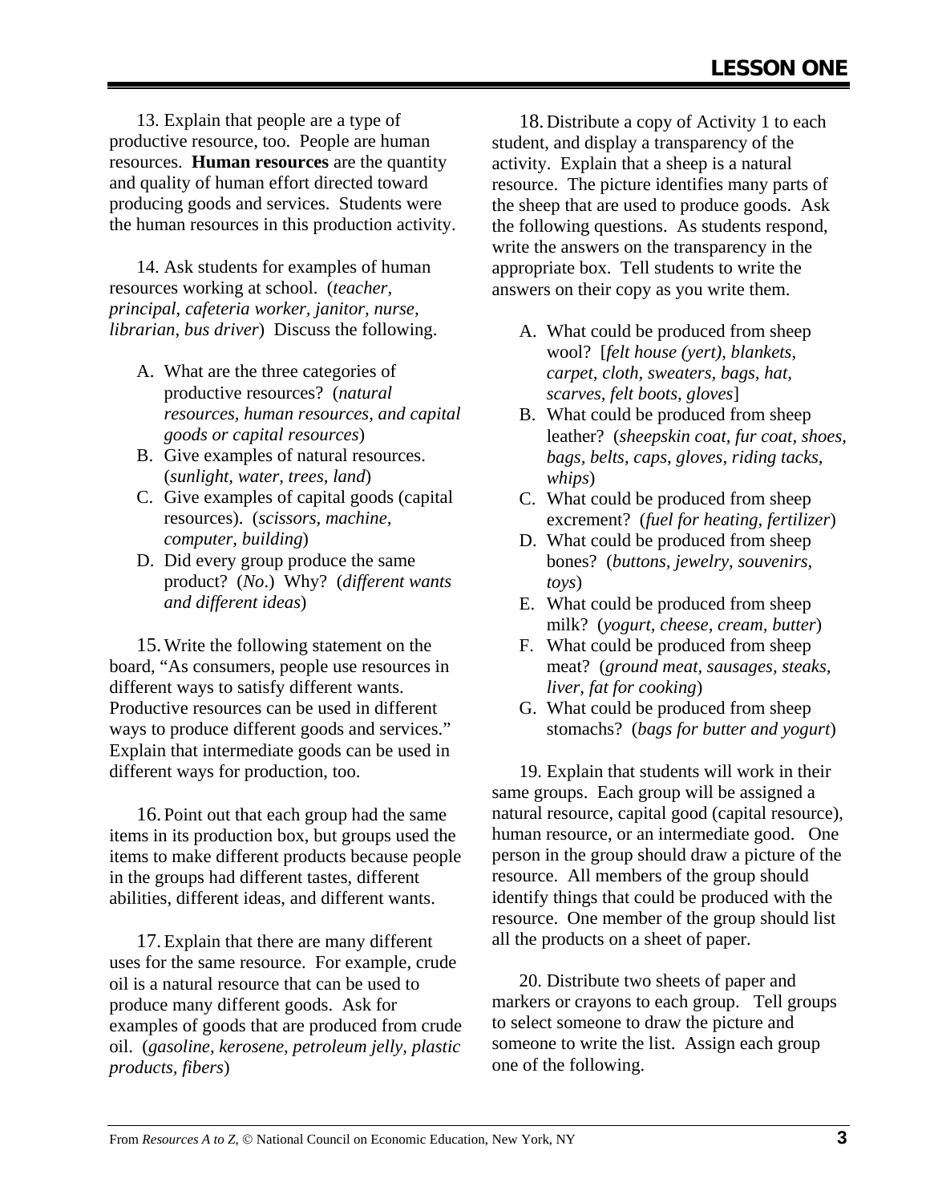13. Explain that people are a type of productive resource, too. People are human resources. **Human resources** are the quantity and quality of human effort directed toward producing goods and services. Students were the human resources in this production activity.

14. Ask students for examples of human resources working at school. (*teacher, principal, cafeteria worker, janitor, nurse, librarian, bus driver*) Discuss the following.

A. What are the three categories of productive resources? (*natural resources, human resources, and capital goods or capital resources*)
B. Give examples of natural resources. (*sunlight, water, trees, land*)
C. Give examples of capital goods (capital resources). (*scissors, machine, computer, building*)
D. Did every group produce the same product? (*No*.) Why? (*different wants and different ideas*)

15. Write the following statement on the board, "As consumers, people use resources in different ways to satisfy different wants. Productive resources can be used in different ways to produce different goods and services." Explain that intermediate goods can be used in different ways for production, too.

16. Point out that each group had the same items in its production box, but groups used the items to make different products because people in the groups had different tastes, different abilities, different ideas, and different wants.

17. Explain that there are many different uses for the same resource. For example, crude oil is a natural resource that can be used to produce many different goods. Ask for examples of goods that are produced from crude oil. (*gasoline, kerosene, petroleum jelly, plastic products, fibers*)

18. Distribute a copy of Activity 1 to each student, and display a transparency of the activity. Explain that a sheep is a natural resource. The picture identifies many parts of the sheep that are used to produce goods. Ask the following questions. As students respond, write the answers on the transparency in the appropriate box. Tell students to write the answers on their copy as you write them.

A. What could be produced from sheep wool? [*felt house (yert), blankets, carpet, cloth, sweaters, bags, hat, scarves, felt boots, gloves*]
B. What could be produced from sheep leather? (*sheepskin coat, fur coat, shoes, bags, belts, caps, gloves, riding tacks, whips*)
C. What could be produced from sheep excrement? (*fuel for heating, fertilizer*)
D. What could be produced from sheep bones? (*buttons, jewelry, souvenirs, toys*)
E. What could be produced from sheep milk? (*yogurt, cheese, cream, butter*)
F. What could be produced from sheep meat? (*ground meat, sausages, steaks, liver, fat for cooking*)
G. What could be produced from sheep stomachs? (*bags for butter and yogurt*)

19. Explain that students will work in their same groups. Each group will be assigned a natural resource, capital good (capital resource), human resource, or an intermediate good. One person in the group should draw a picture of the resource. All members of the group should identify things that could be produced with the resource. One member of the group should list all the products on a sheet of paper.

20. Distribute two sheets of paper and markers or crayons to each group. Tell groups to select someone to draw the picture and someone to write the list. Assign each group one of the following.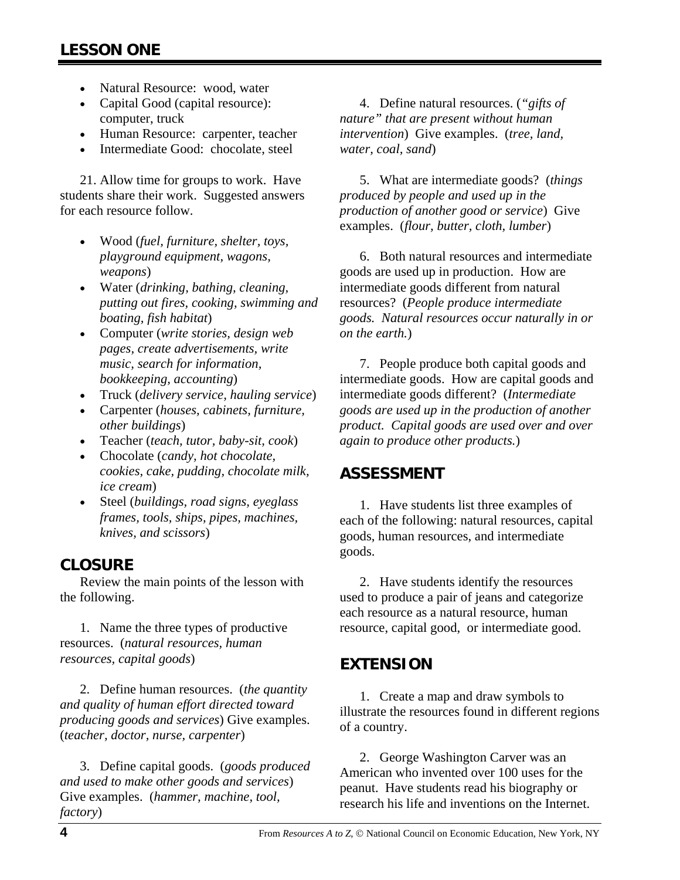## LESSON ONE

- Natural Resource: wood, water
- Capital Good (capital resource): computer, truck
- Human Resource: carpenter, teacher
- Intermediate Good: chocolate, steel

21. Allow time for groups to work. Have students share their work. Suggested answers for each resource follow.

- Wood (*fuel, furniture, shelter, toys, playground equipment, wagons, weapons*)
- Water (*drinking, bathing, cleaning, putting out fires, cooking, swimming and boating, fish habitat*)
- Computer (*write stories, design web pages, create advertisements, write music, search for information, bookkeeping, accounting*)
- Truck (*delivery service, hauling service*)
- Carpenter (*houses, cabinets, furniture, other buildings*)
- Teacher (*teach, tutor, baby-sit, cook*)
- Chocolate (*candy, hot chocolate, cookies, cake, pudding, chocolate milk, ice cream*)
- Steel (*buildings, road signs, eyeglass frames, tools, ships, pipes, machines, knives, and scissors*)

## CLOSURE

Review the main points of the lesson with the following.

1. Name the three types of productive resources. (*natural resources, human resources, capital goods*)

2. Define human resources. (*the quantity and quality of human effort directed toward producing goods and services*) Give examples. (*teacher, doctor, nurse, carpenter*)

3. Define capital goods. (*goods produced and used to make other goods and services*) Give examples. (*hammer, machine, tool, factory*)

4. Define natural resources. (*"gifts of nature" that are present without human intervention*) Give examples. (*tree, land, water, coal, sand*)

5. What are intermediate goods? (*things produced by people and used up in the production of another good or service*) Give examples. (*flour, butter, cloth, lumber*)

6. Both natural resources and intermediate goods are used up in production. How are intermediate goods different from natural resources? (*People produce intermediate goods. Natural resources occur naturally in or on the earth.*)

7. People produce both capital goods and intermediate goods. How are capital goods and intermediate goods different? (*Intermediate goods are used up in the production of another product. Capital goods are used over and over again to produce other products.*)

## ASSESSMENT

1. Have students list three examples of each of the following: natural resources, capital goods, human resources, and intermediate goods.

2. Have students identify the resources used to produce a pair of jeans and categorize each resource as a natural resource, human resource, capital good, or intermediate good.

## EXTENSION

1. Create a map and draw symbols to illustrate the resources found in different regions of a country.

2. George Washington Carver was an American who invented over 100 uses for the peanut. Have students read his biography or research his life and inventions on the Internet.

From *Resources A to Z*, © National Council on Economic Education, New York, NY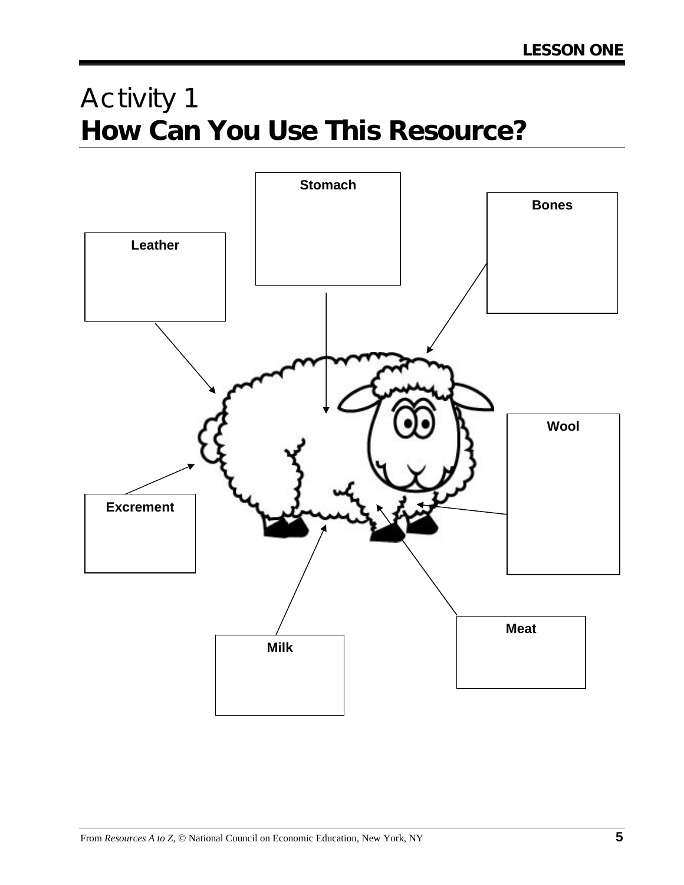# Activity 1
## How Can You Use This Resource?

Stomach

Bones

Leather

Wool

Excrement

Meat

Milk